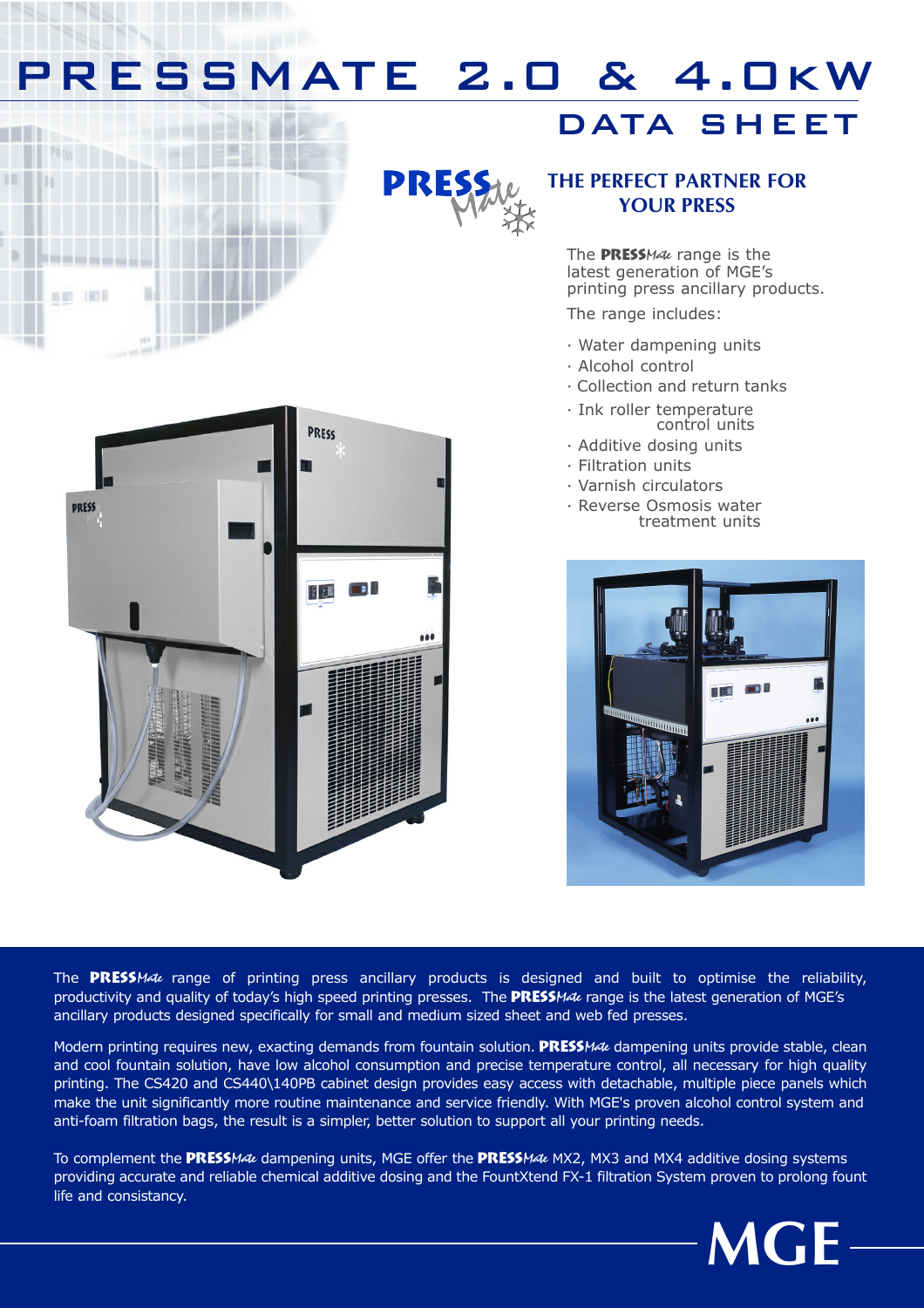# PRESSMATE 2.0 & 4.0kW

## DATA SHEET

### THE PERFECT PARTNER FOR YOUR PRESS

The **PRESS***Mate* range is the latest generation of MGE's printing press ancillary products.

The range includes:

- Water dampening units
- Alcohol control
- Collection and return tanks
- Ink roller temperature control units
- Additive dosing units
- Filtration units
- Varnish circulators
- Reverse Osmosis water treatment units

The **PRESS***Mate* range of printing press ancillary products is designed and built to optimise the reliability, productivity and quality of today's high speed printing presses. The **PRESS***Mate* range is the latest generation of MGE's ancillary products designed specifically for small and medium sized sheet and web fed presses.

Modern printing requires new, exacting demands from fountain solution. **PRESS***Mate* dampening units provide stable, clean and cool fountain solution, have low alcohol consumption and precise temperature control, all necessary for high quality printing. The CS420 and CS440\140PB cabinet design provides easy access with detachable, multiple piece panels which make the unit significantly more routine maintenance and service friendly. With MGE's proven alcohol control system and anti-foam filtration bags, the result is a simpler, better solution to support all your printing needs.

To complement the **PRESS***Mate* dampening units, MGE offer the **PRESS***Mate* MX2, MX3 and MX4 additive dosing systems providing accurate and reliable chemical additive dosing and the FountXtend FX-1 filtration System proven to prolong fount life and consistancy.

MGE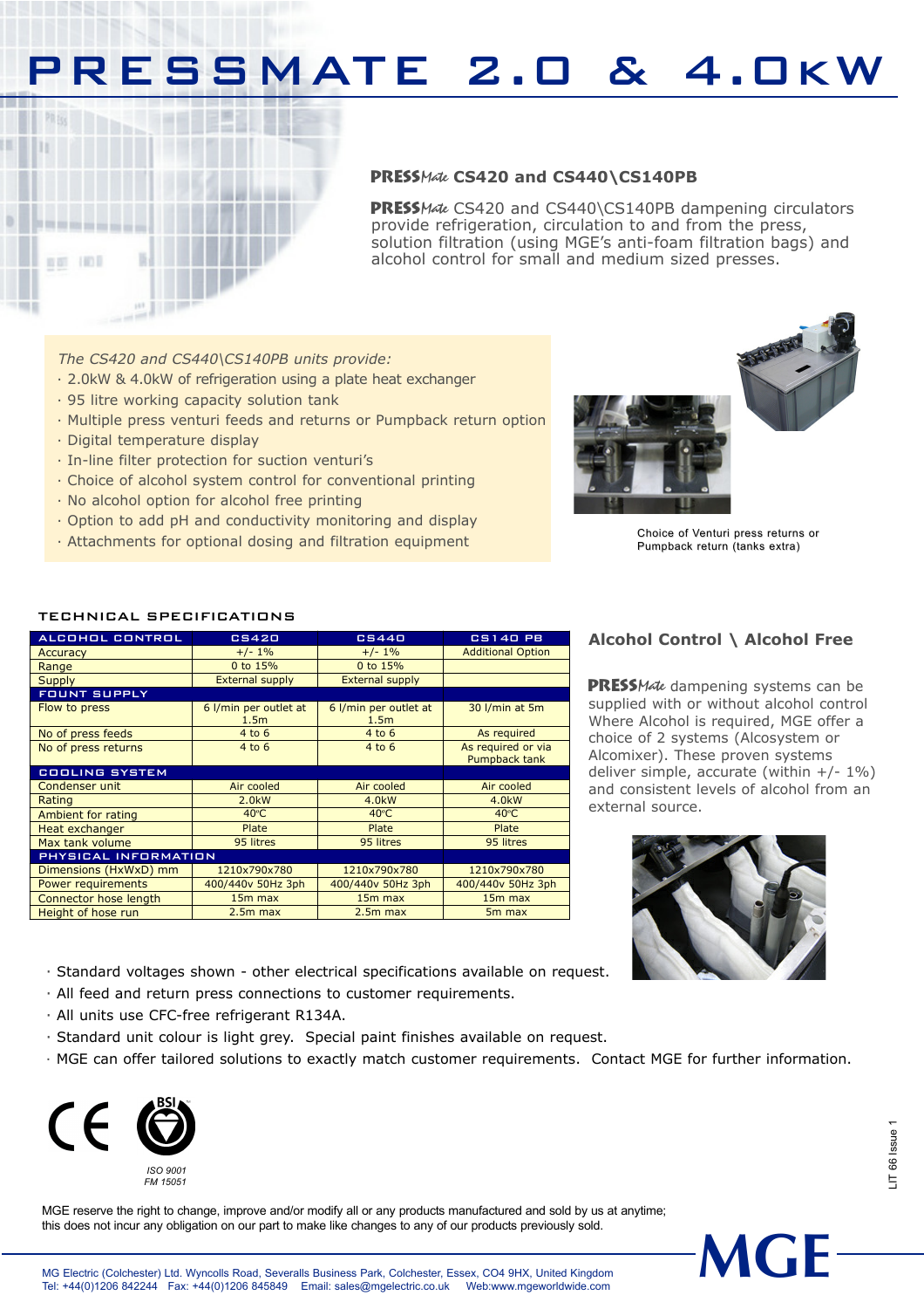# PRESSMATE 2.0 & 4.0kW

## PRESSMate CS420 and CS440\CS140PB

PRESSMate CS420 and CS440\CS140PB dampening circulators provide refrigeration, circulation to and from the press, solution filtration (using MGE's anti-foam filtration bags) and alcohol control for small and medium sized presses.

*The CS420 and CS440\CS140PB units provide:*

- 2.0kW & 4.0kW of refrigeration using a plate heat exchanger
- 95 litre working capacity solution tank
- Multiple press venturi feeds and returns or Pumpback return option
- Digital temperature display
- In-line filter protection for suction venturi's
- Choice of alcohol system control for conventional printing
- No alcohol option for alcohol free printing
- Option to add pH and conductivity monitoring and display
- Attachments for optional dosing and filtration equipment

Choice of Venturi press returns or Pumpback return (tanks extra)

### TECHNICAL SPECIFICATIONS

| ALCOHOL CONTROL | CS420 | CS440 | CS140 PB |
|---|---|---|---|
| Accuracy | +/- 1% | +/- 1% | Additional Option |
| Range | 0 to 15% | 0 to 15% | |
| Supply | External supply | External supply | |
| **FOUNT SUPPLY** | | | |
| Flow to press | 6 l/min per outlet at 1.5m | 6 l/min per outlet at 1.5m | 30 l/min at 5m |
| No of press feeds | 4 to 6 | 4 to 6 | As required |
| No of press returns | 4 to 6 | 4 to 6 | As required or via Pumpback tank |
| **COOLING SYSTEM** | | | |
| Condenser unit | Air cooled | Air cooled | Air cooled |
| Rating | 2.0kW | 4.0kW | 4.0kW |
| Ambient for rating | 40°C | 40°C | 40°C |
| Heat exchanger | Plate | Plate | Plate |
| Max tank volume | 95 litres | 95 litres | 95 litres |
| **PHYSICAL INFORMATION** | | | |
| Dimensions (HxWxD) mm | 1210x790x780 | 1210x790x780 | 1210x790x780 |
| Power requirements | 400/440v 50Hz 3ph | 400/440v 50Hz 3ph | 400/440v 50Hz 3ph |
| Connector hose length | 15m max | 15m max | 15m max |
| Height of hose run | 2.5m max | 2.5m max | 5m max |

### Alcohol Control \ Alcohol Free

PRESSMate dampening systems can be supplied with or without alcohol control Where Alcohol is required, MGE offer a choice of 2 systems (Alcosystem or Alcomixer). These proven systems deliver simple, accurate (within +/- 1%) and consistent levels of alcohol from an external source.

- Standard voltages shown - other electrical specifications available on request.
- All feed and return press connections to customer requirements.
- All units use CFC-free refrigerant R134A.
- Standard unit colour is light grey. Special paint finishes available on request.
- MGE can offer tailored solutions to exactly match customer requirements. Contact MGE for further information.

ISO 9001
FM 15051

LIT 66 Issue 1

MGE reserve the right to change, improve and/or modify all or any products manufactured and sold by us at anytime; this does not incur any obligation on our part to make like changes to any of our products previously sold.

MG Electric (Colchester) Ltd. Wyncolls Road, Severalls Business Park, Colchester, Essex, CO4 9HX, United Kingdom
Tel: +44(0)1206 842244 Fax: +44(0)1206 845849 Email: sales@mgelectric.co.uk Web:www.mgeworldwide.com

MGE